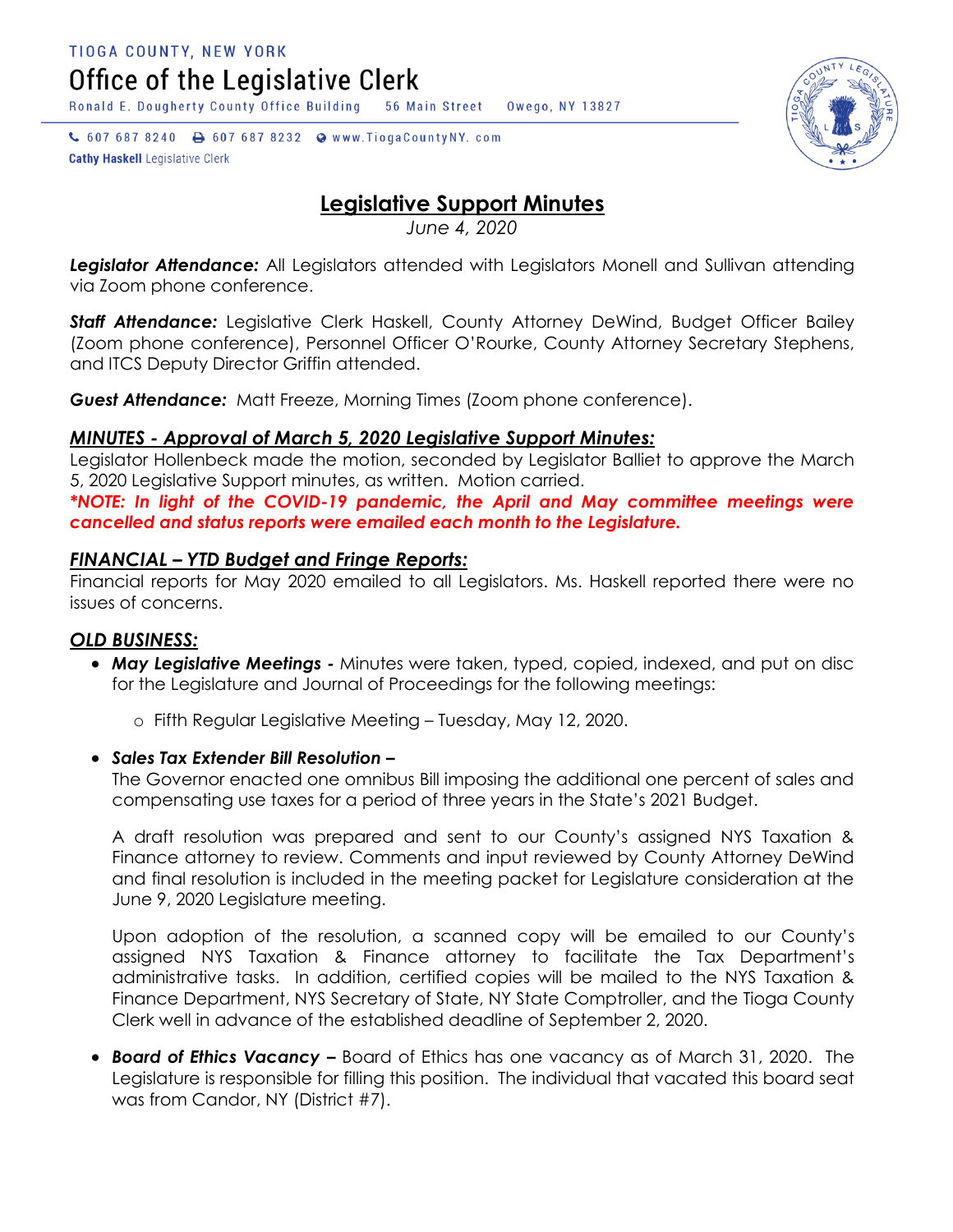TIOGA COUNTY, NEW YORK

# Office of the Legislative Clerk

Ronald E. Dougherty County Office Building 56 Main Street Owego, NY 13827

607 687 8240 607 687 8232 www.TiogaCountyNY. com

**Cathy Haskell** Legislative Clerk

## Legislative Support Minutes

*June 4, 2020*

***Legislator Attendance:*** All Legislators attended with Legislators Monell and Sullivan attending via Zoom phone conference.

***Staff Attendance:*** Legislative Clerk Haskell, County Attorney DeWind, Budget Officer Bailey (Zoom phone conference), Personnel Officer O'Rourke, County Attorney Secretary Stephens, and ITCS Deputy Director Griffin attended.

***Guest Attendance:*** Matt Freeze, Morning Times (Zoom phone conference).

### *MINUTES - Approval of March 5, 2020 Legislative Support Minutes:*

Legislator Hollenbeck made the motion, seconded by Legislator Balliet to approve the March 5, 2020 Legislative Support minutes, as written. Motion carried.

***\*NOTE: In light of the COVID-19 pandemic, the April and May committee meetings were cancelled and status reports were emailed each month to the Legislature.***

### *FINANCIAL – YTD Budget and Fringe Reports:*

Financial reports for May 2020 emailed to all Legislators. Ms. Haskell reported there were no issues of concerns.

### *OLD BUSINESS:*

- ***May Legislative Meetings -*** Minutes were taken, typed, copied, indexed, and put on disc for the Legislature and Journal of Proceedings for the following meetings:
  - Fifth Regular Legislative Meeting – Tuesday, May 12, 2020.

- ***Sales Tax Extender Bill Resolution –***
  The Governor enacted one omnibus Bill imposing the additional one percent of sales and compensating use taxes for a period of three years in the State's 2021 Budget.

  A draft resolution was prepared and sent to our County's assigned NYS Taxation & Finance attorney to review. Comments and input reviewed by County Attorney DeWind and final resolution is included in the meeting packet for Legislature consideration at the June 9, 2020 Legislature meeting.

  Upon adoption of the resolution, a scanned copy will be emailed to our County's assigned NYS Taxation & Finance attorney to facilitate the Tax Department's administrative tasks. In addition, certified copies will be mailed to the NYS Taxation & Finance Department, NYS Secretary of State, NY State Comptroller, and the Tioga County Clerk well in advance of the established deadline of September 2, 2020.

- ***Board of Ethics Vacancy –*** Board of Ethics has one vacancy as of March 31, 2020. The Legislature is responsible for filling this position. The individual that vacated this board seat was from Candor, NY (District #7).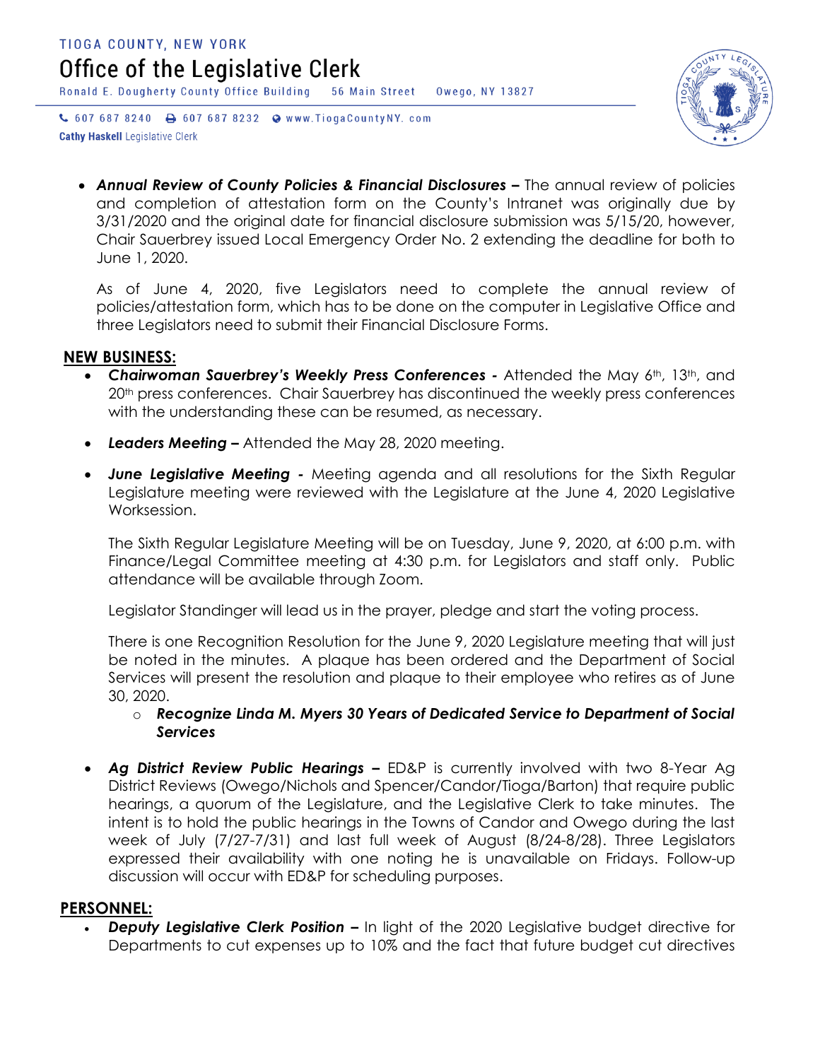- ***Annual Review of County Policies & Financial Disclosures –*** The annual review of policies and completion of attestation form on the County's Intranet was originally due by 3/31/2020 and the original date for financial disclosure submission was 5/15/20, however, Chair Sauerbrey issued Local Emergency Order No. 2 extending the deadline for both to June 1, 2020.

  As of June 4, 2020, five Legislators need to complete the annual review of policies/attestation form, which has to be done on the computer in Legislative Office and three Legislators need to submit their Financial Disclosure Forms.

## NEW BUSINESS:

- ***Chairwoman Sauerbrey's Weekly Press Conferences -*** Attended the May 6th, 13th, and 20th press conferences. Chair Sauerbrey has discontinued the weekly press conferences with the understanding these can be resumed, as necessary.

- ***Leaders Meeting –*** Attended the May 28, 2020 meeting.

- ***June Legislative Meeting -*** Meeting agenda and all resolutions for the Sixth Regular Legislature meeting were reviewed with the Legislature at the June 4, 2020 Legislative Worksession.

  The Sixth Regular Legislature Meeting will be on Tuesday, June 9, 2020, at 6:00 p.m. with Finance/Legal Committee meeting at 4:30 p.m. for Legislators and staff only. Public attendance will be available through Zoom.

  Legislator Standinger will lead us in the prayer, pledge and start the voting process.

  There is one Recognition Resolution for the June 9, 2020 Legislature meeting that will just be noted in the minutes. A plaque has been ordered and the Department of Social Services will present the resolution and plaque to their employee who retires as of June 30, 2020.

  - ***Recognize Linda M. Myers 30 Years of Dedicated Service to Department of Social Services***

- ***Ag District Review Public Hearings –*** ED&P is currently involved with two 8-Year Ag District Reviews (Owego/Nichols and Spencer/Candor/Tioga/Barton) that require public hearings, a quorum of the Legislature, and the Legislative Clerk to take minutes. The intent is to hold the public hearings in the Towns of Candor and Owego during the last week of July (7/27-7/31) and last full week of August (8/24-8/28). Three Legislators expressed their availability with one noting he is unavailable on Fridays. Follow-up discussion will occur with ED&P for scheduling purposes.

## PERSONNEL:

- ***Deputy Legislative Clerk Position –*** In light of the 2020 Legislative budget directive for Departments to cut expenses up to 10% and the fact that future budget cut directives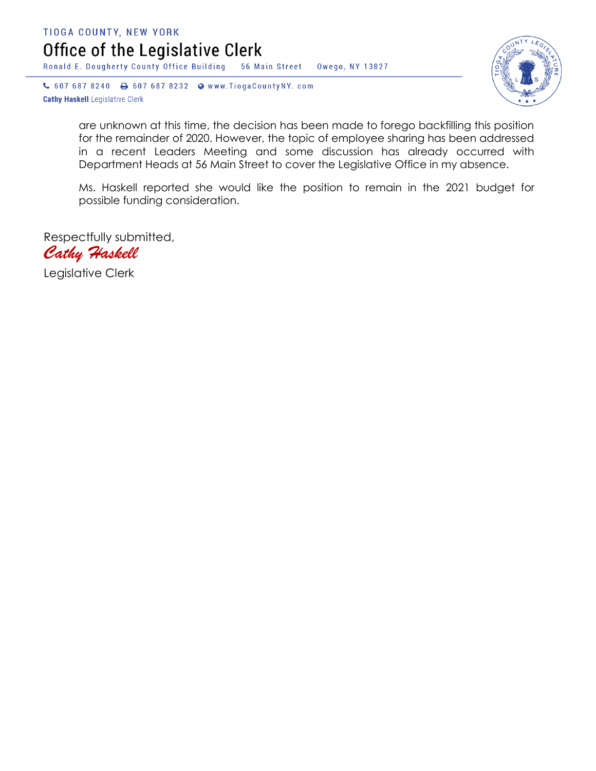are unknown at this time, the decision has been made to forego backfilling this position for the remainder of 2020. However, the topic of employee sharing has been addressed in a recent Leaders Meeting and some discussion has already occurred with Department Heads at 56 Main Street to cover the Legislative Office in my absence.

Ms. Haskell reported she would like the position to remain in the 2021 budget for possible funding consideration.

Respectfully submitted,

*Cathy Haskell*

Legislative Clerk